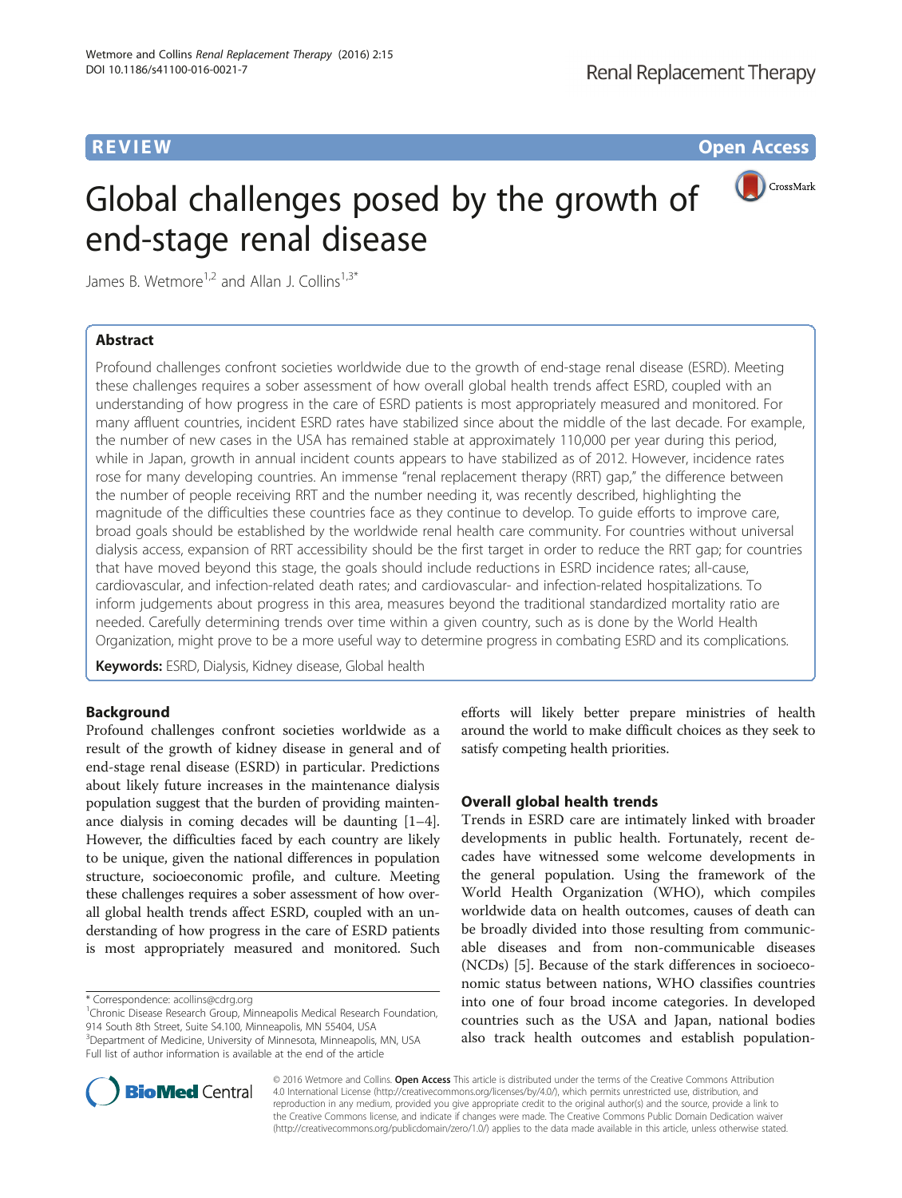REVIEW

Open Access

# Global challenges posed by the growth of end-stage renal disease

James B. Wetmore[1,2] and Allan J. Collins[1,3*]

## Abstract

Profound challenges confront societies worldwide due to the growth of end-stage renal disease (ESRD). Meeting these challenges requires a sober assessment of how overall global health trends affect ESRD, coupled with an understanding of how progress in the care of ESRD patients is most appropriately measured and monitored. For many affluent countries, incident ESRD rates have stabilized since about the middle of the last decade. For example, the number of new cases in the USA has remained stable at approximately 110,000 per year during this period, while in Japan, growth in annual incident counts appears to have stabilized as of 2012. However, incidence rates rose for many developing countries. An immense "renal replacement therapy (RRT) gap," the difference between the number of people receiving RRT and the number needing it, was recently described, highlighting the magnitude of the difficulties these countries face as they continue to develop. To guide efforts to improve care, broad goals should be established by the worldwide renal health care community. For countries without universal dialysis access, expansion of RRT accessibility should be the first target in order to reduce the RRT gap; for countries that have moved beyond this stage, the goals should include reductions in ESRD incidence rates; all-cause, cardiovascular, and infection-related death rates; and cardiovascular- and infection-related hospitalizations. To inform judgements about progress in this area, measures beyond the traditional standardized mortality ratio are needed. Carefully determining trends over time within a given country, such as is done by the World Health Organization, might prove to be a more useful way to determine progress in combating ESRD and its complications.

**Keywords:** ESRD, Dialysis, Kidney disease, Global health

## Background

Profound challenges confront societies worldwide as a result of the growth of kidney disease in general and of end-stage renal disease (ESRD) in particular. Predictions about likely future increases in the maintenance dialysis population suggest that the burden of providing maintenance dialysis in coming decades will be daunting [1–4]. However, the difficulties faced by each country are likely to be unique, given the national differences in population structure, socioeconomic profile, and culture. Meeting these challenges requires a sober assessment of how overall global health trends affect ESRD, coupled with an understanding of how progress in the care of ESRD patients is most appropriately measured and monitored. Such efforts will likely better prepare ministries of health around the world to make difficult choices as they seek to satisfy competing health priorities.

## Overall global health trends

Trends in ESRD care are intimately linked with broader developments in public health. Fortunately, recent decades have witnessed some welcome developments in the general population. Using the framework of the World Health Organization (WHO), which compiles worldwide data on health outcomes, causes of death can be broadly divided into those resulting from communicable diseases and from non-communicable diseases (NCDs) [5]. Because of the stark differences in socioeconomic status between nations, WHO classifies countries into one of four broad income categories. In developed countries such as the USA and Japan, national bodies also track health outcomes and establish population-

\* Correspondence: acollins@cdrg.org
[1]Chronic Disease Research Group, Minneapolis Medical Research Foundation, 914 South 8th Street, Suite S4.100, Minneapolis, MN 55404, USA
[3]Department of Medicine, University of Minnesota, Minneapolis, MN, USA
Full list of author information is available at the end of the article

© 2016 Wetmore and Collins. **Open Access** This article is distributed under the terms of the Creative Commons Attribution 4.0 International License (http://creativecommons.org/licenses/by/4.0/), which permits unrestricted use, distribution, and reproduction in any medium, provided you give appropriate credit to the original author(s) and the source, provide a link to the Creative Commons license, and indicate if changes were made. The Creative Commons Public Domain Dedication waiver (http://creativecommons.org/publicdomain/zero/1.0/) applies to the data made available in this article, unless otherwise stated.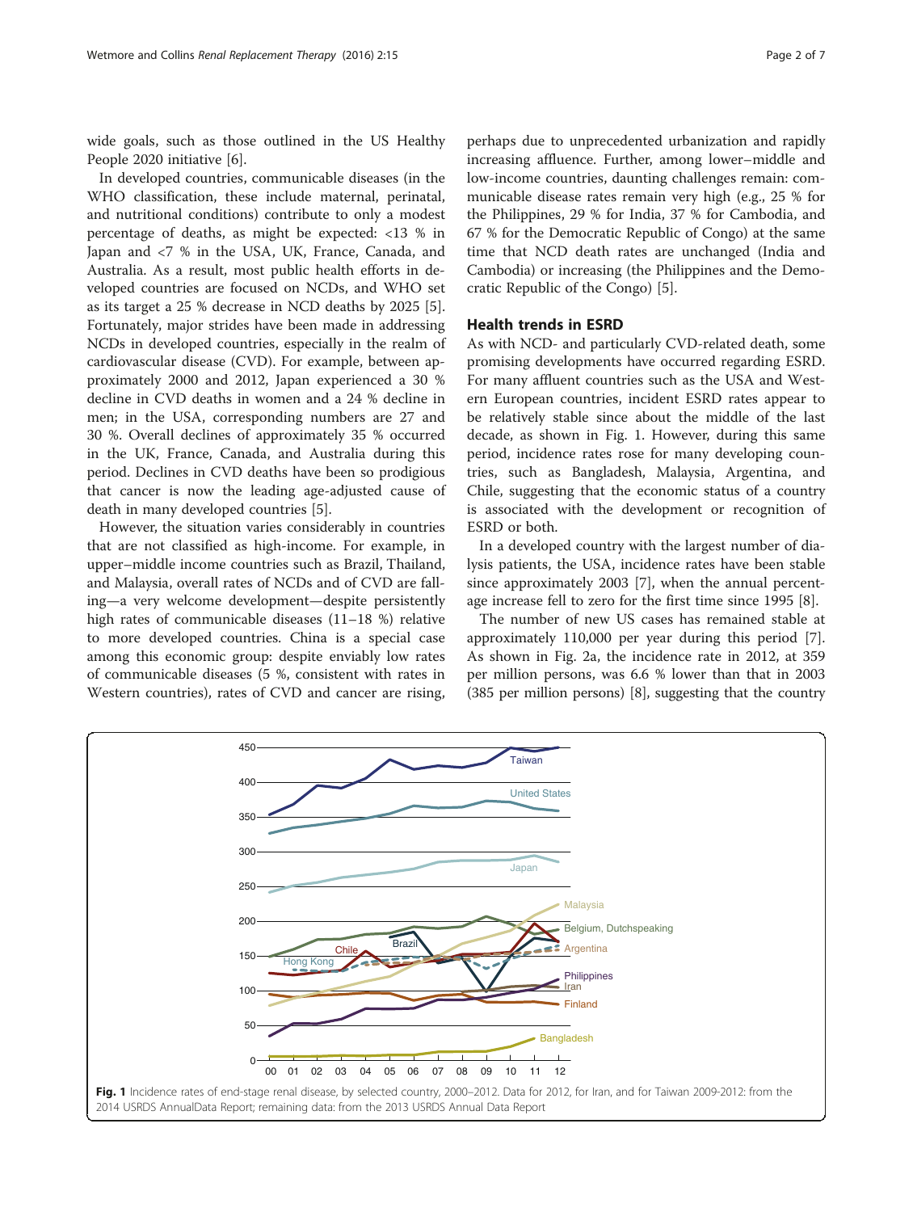wide goals, such as those outlined in the US Healthy People 2020 initiative [6].

In developed countries, communicable diseases (in the WHO classification, these include maternal, perinatal, and nutritional conditions) contribute to only a modest percentage of deaths, as might be expected: <13 % in Japan and <7 % in the USA, UK, France, Canada, and Australia. As a result, most public health efforts in developed countries are focused on NCDs, and WHO set as its target a 25 % decrease in NCD deaths by 2025 [5]. Fortunately, major strides have been made in addressing NCDs in developed countries, especially in the realm of cardiovascular disease (CVD). For example, between approximately 2000 and 2012, Japan experienced a 30 % decline in CVD deaths in women and a 24 % decline in men; in the USA, corresponding numbers are 27 and 30 %. Overall declines of approximately 35 % occurred in the UK, France, Canada, and Australia during this period. Declines in CVD deaths have been so prodigious that cancer is now the leading age-adjusted cause of death in many developed countries [5].

However, the situation varies considerably in countries that are not classified as high-income. For example, in upper–middle income countries such as Brazil, Thailand, and Malaysia, overall rates of NCDs and of CVD are falling—a very welcome development—despite persistently high rates of communicable diseases (11–18 %) relative to more developed countries. China is a special case among this economic group: despite enviably low rates of communicable diseases (5 %, consistent with rates in Western countries), rates of CVD and cancer are rising, perhaps due to unprecedented urbanization and rapidly increasing affluence. Further, among lower–middle and low-income countries, daunting challenges remain: communicable disease rates remain very high (e.g., 25 % for the Philippines, 29 % for India, 37 % for Cambodia, and 67 % for the Democratic Republic of Congo) at the same time that NCD death rates are unchanged (India and Cambodia) or increasing (the Philippines and the Democratic Republic of the Congo) [5].

## Health trends in ESRD

As with NCD- and particularly CVD-related death, some promising developments have occurred regarding ESRD. For many affluent countries such as the USA and Western European countries, incident ESRD rates appear to be relatively stable since about the middle of the last decade, as shown in Fig. 1. However, during this same period, incidence rates rose for many developing countries, such as Bangladesh, Malaysia, Argentina, and Chile, suggesting that the economic status of a country is associated with the development or recognition of ESRD or both.

In a developed country with the largest number of dialysis patients, the USA, incidence rates have been stable since approximately 2003 [7], when the annual percentage increase fell to zero for the first time since 1995 [8].

The number of new US cases has remained stable at approximately 110,000 per year during this period [7]. As shown in Fig. 2a, the incidence rate in 2012, at 359 per million persons, was 6.6 % lower than that in 2003 (385 per million persons) [8], suggesting that the country

**Fig. 1** Incidence rates of end-stage renal disease, by selected country, 2000–2012. Data for 2012, for Iran, and for Taiwan 2009-2012: from the 2014 USRDS AnnualData Report; remaining data: from the 2013 USRDS Annual Data Report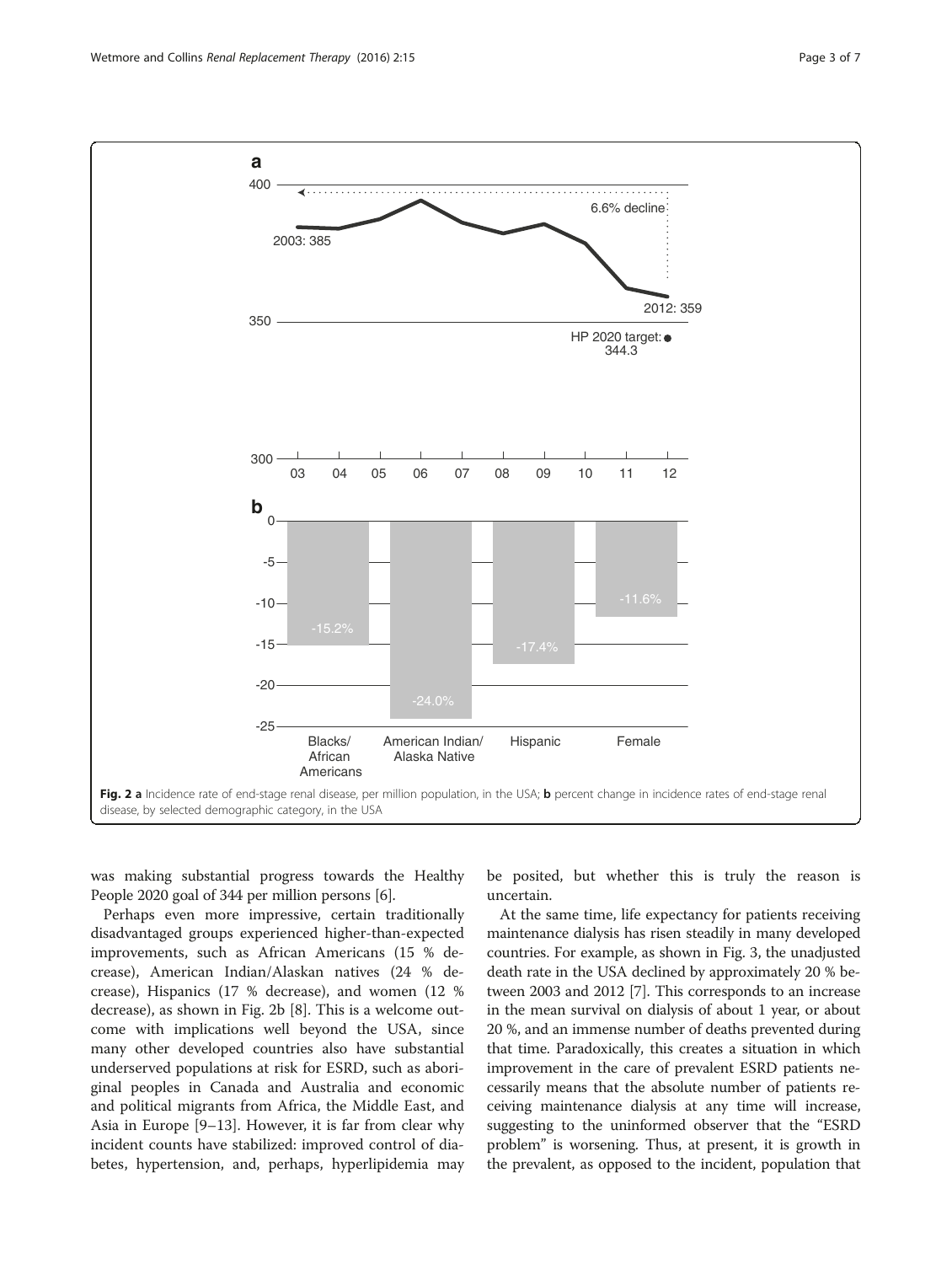Fig. 2 **a** Incidence rate of end-stage renal disease, per million population, in the USA; **b** percent change in incidence rates of end-stage renal disease, by selected demographic category, in the USA

was making substantial progress towards the Healthy People 2020 goal of 344 per million persons [6].

Perhaps even more impressive, certain traditionally disadvantaged groups experienced higher-than-expected improvements, such as African Americans (15 % decrease), American Indian/Alaskan natives (24 % decrease), Hispanics (17 % decrease), and women (12 % decrease), as shown in Fig. 2b [8]. This is a welcome outcome with implications well beyond the USA, since many other developed countries also have substantial underserved populations at risk for ESRD, such as aboriginal peoples in Canada and Australia and economic and political migrants from Africa, the Middle East, and Asia in Europe [9–13]. However, it is far from clear why incident counts have stabilized: improved control of diabetes, hypertension, and, perhaps, hyperlipidemia may be posited, but whether this is truly the reason is uncertain.

At the same time, life expectancy for patients receiving maintenance dialysis has risen steadily in many developed countries. For example, as shown in Fig. 3, the unadjusted death rate in the USA declined by approximately 20 % between 2003 and 2012 [7]. This corresponds to an increase in the mean survival on dialysis of about 1 year, or about 20 %, and an immense number of deaths prevented during that time. Paradoxically, this creates a situation in which improvement in the care of prevalent ESRD patients necessarily means that the absolute number of patients receiving maintenance dialysis at any time will increase, suggesting to the uninformed observer that the "ESRD problem" is worsening. Thus, at present, it is growth in the prevalent, as opposed to the incident, population that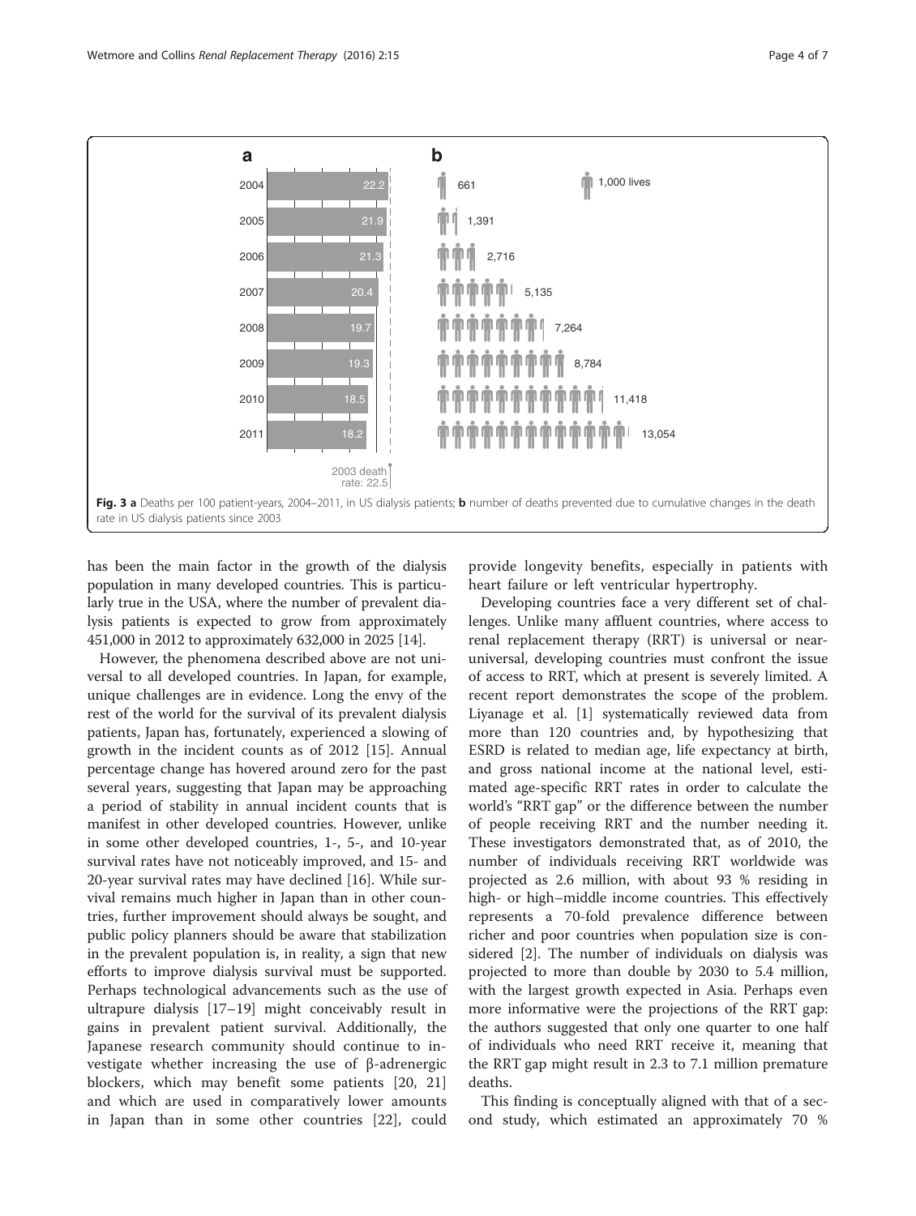Fig. 3 **a** Deaths per 100 patient-years, 2004–2011, in US dialysis patients; **b** number of deaths prevented due to cumulative changes in the death rate in US dialysis patients since 2003

has been the main factor in the growth of the dialysis population in many developed countries. This is particularly true in the USA, where the number of prevalent dialysis patients is expected to grow from approximately 451,000 in 2012 to approximately 632,000 in 2025 [14].

However, the phenomena described above are not universal to all developed countries. In Japan, for example, unique challenges are in evidence. Long the envy of the rest of the world for the survival of its prevalent dialysis patients, Japan has, fortunately, experienced a slowing of growth in the incident counts as of 2012 [15]. Annual percentage change has hovered around zero for the past several years, suggesting that Japan may be approaching a period of stability in annual incident counts that is manifest in other developed countries. However, unlike in some other developed countries, 1-, 5-, and 10-year survival rates have not noticeably improved, and 15- and 20-year survival rates may have declined [16]. While survival remains much higher in Japan than in other countries, further improvement should always be sought, and public policy planners should be aware that stabilization in the prevalent population is, in reality, a sign that new efforts to improve dialysis survival must be supported. Perhaps technological advancements such as the use of ultrapure dialysis [17–19] might conceivably result in gains in prevalent patient survival. Additionally, the Japanese research community should continue to investigate whether increasing the use of β-adrenergic blockers, which may benefit some patients [20, 21] and which are used in comparatively lower amounts in Japan than in some other countries [22], could provide longevity benefits, especially in patients with heart failure or left ventricular hypertrophy.

Developing countries face a very different set of challenges. Unlike many affluent countries, where access to renal replacement therapy (RRT) is universal or near-universal, developing countries must confront the issue of access to RRT, which at present is severely limited. A recent report demonstrates the scope of the problem. Liyanage et al. [1] systematically reviewed data from more than 120 countries and, by hypothesizing that ESRD is related to median age, life expectancy at birth, and gross national income at the national level, estimated age-specific RRT rates in order to calculate the world's "RRT gap" or the difference between the number of people receiving RRT and the number needing it. These investigators demonstrated that, as of 2010, the number of individuals receiving RRT worldwide was projected as 2.6 million, with about 93 % residing in high- or high–middle income countries. This effectively represents a 70-fold prevalence difference between richer and poor countries when population size is considered [2]. The number of individuals on dialysis was projected to more than double by 2030 to 5.4 million, with the largest growth expected in Asia. Perhaps even more informative were the projections of the RRT gap: the authors suggested that only one quarter to one half of individuals who need RRT receive it, meaning that the RRT gap might result in 2.3 to 7.1 million premature deaths.

This finding is conceptually aligned with that of a second study, which estimated an approximately 70 %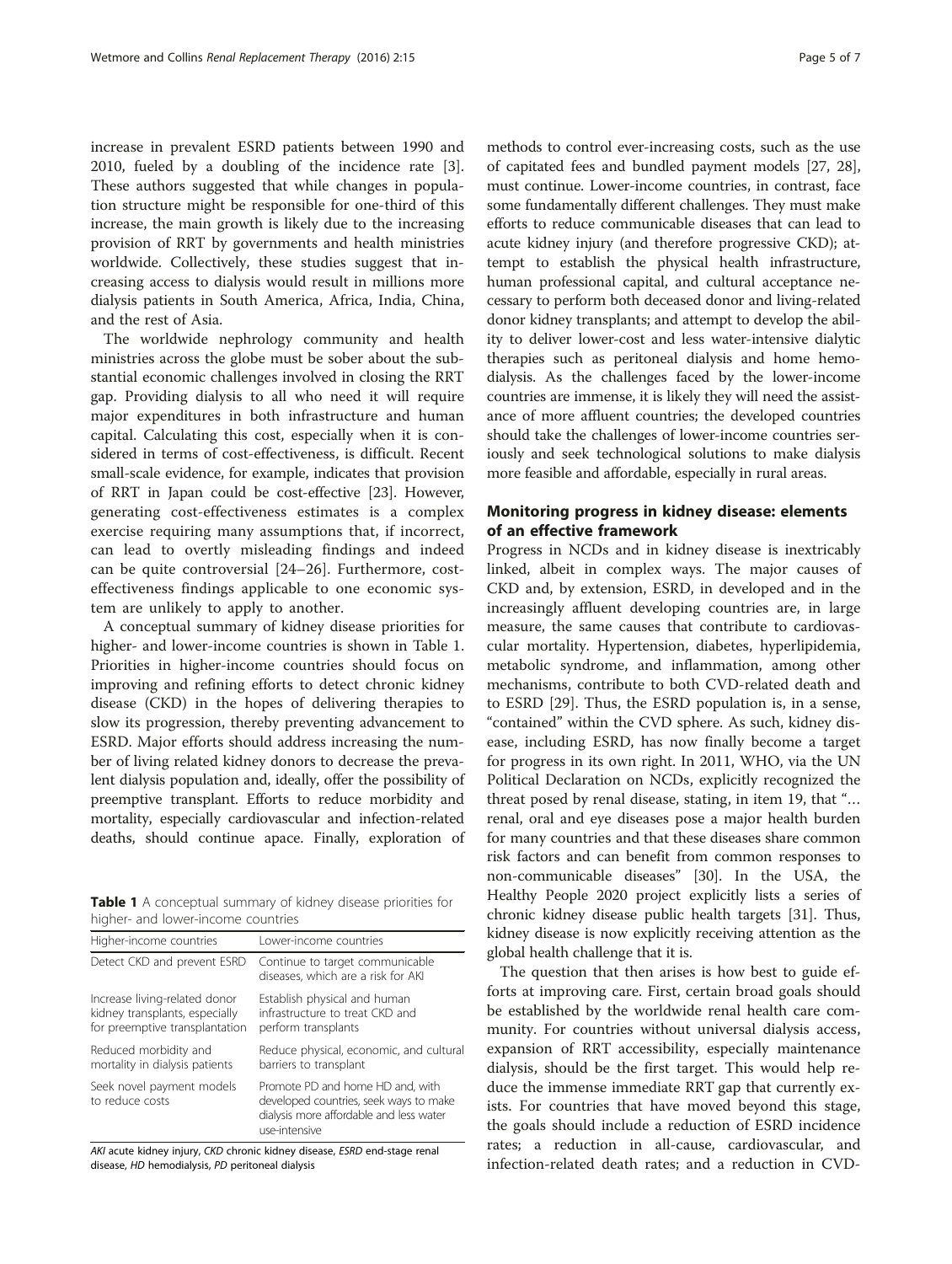increase in prevalent ESRD patients between 1990 and 2010, fueled by a doubling of the incidence rate [3]. These authors suggested that while changes in population structure might be responsible for one-third of this increase, the main growth is likely due to the increasing provision of RRT by governments and health ministries worldwide. Collectively, these studies suggest that increasing access to dialysis would result in millions more dialysis patients in South America, Africa, India, China, and the rest of Asia.

The worldwide nephrology community and health ministries across the globe must be sober about the substantial economic challenges involved in closing the RRT gap. Providing dialysis to all who need it will require major expenditures in both infrastructure and human capital. Calculating this cost, especially when it is considered in terms of cost-effectiveness, is difficult. Recent small-scale evidence, for example, indicates that provision of RRT in Japan could be cost-effective [23]. However, generating cost-effectiveness estimates is a complex exercise requiring many assumptions that, if incorrect, can lead to overtly misleading findings and indeed can be quite controversial [24–26]. Furthermore, cost-effectiveness findings applicable to one economic system are unlikely to apply to another.

A conceptual summary of kidney disease priorities for higher- and lower-income countries is shown in Table 1. Priorities in higher-income countries should focus on improving and refining efforts to detect chronic kidney disease (CKD) in the hopes of delivering therapies to slow its progression, thereby preventing advancement to ESRD. Major efforts should address increasing the number of living related kidney donors to decrease the prevalent dialysis population and, ideally, offer the possibility of preemptive transplant. Efforts to reduce morbidity and mortality, especially cardiovascular and infection-related deaths, should continue apace. Finally, exploration of methods to control ever-increasing costs, such as the use of capitated fees and bundled payment models [27, 28], must continue. Lower-income countries, in contrast, face some fundamentally different challenges. They must make efforts to reduce communicable diseases that can lead to acute kidney injury (and therefore progressive CKD); attempt to establish the physical health infrastructure, human professional capital, and cultural acceptance necessary to perform both deceased donor and living-related donor kidney transplants; and attempt to develop the ability to deliver lower-cost and less water-intensive dialytic therapies such as peritoneal dialysis and home hemodialysis. As the challenges faced by the lower-income countries are immense, it is likely they will need the assistance of more affluent countries; the developed countries should take the challenges of lower-income countries seriously and seek technological solutions to make dialysis more feasible and affordable, especially in rural areas.

**Table 1** A conceptual summary of kidney disease priorities for higher- and lower-income countries

| Higher-income countries | Lower-income countries |
|---|---|
| Detect CKD and prevent ESRD | Continue to target communicable diseases, which are a risk for AKI |
| Increase living-related donor kidney transplants, especially for preemptive transplantation | Establish physical and human infrastructure to treat CKD and perform transplants |
| Reduced morbidity and mortality in dialysis patients | Reduce physical, economic, and cultural barriers to transplant |
| Seek novel payment models to reduce costs | Promote PD and home HD and, with developed countries, seek ways to make dialysis more affordable and less water use-intensive |

*AKI* acute kidney injury, *CKD* chronic kidney disease, *ESRD* end-stage renal disease, *HD* hemodialysis, *PD* peritoneal dialysis

## Monitoring progress in kidney disease: elements of an effective framework

Progress in NCDs and in kidney disease is inextricably linked, albeit in complex ways. The major causes of CKD and, by extension, ESRD, in developed and in the increasingly affluent developing countries are, in large measure, the same causes that contribute to cardiovascular mortality. Hypertension, diabetes, hyperlipidemia, metabolic syndrome, and inflammation, among other mechanisms, contribute to both CVD-related death and to ESRD [29]. Thus, the ESRD population is, in a sense, "contained" within the CVD sphere. As such, kidney disease, including ESRD, has now finally become a target for progress in its own right. In 2011, WHO, via the UN Political Declaration on NCDs, explicitly recognized the threat posed by renal disease, stating, in item 19, that "… renal, oral and eye diseases pose a major health burden for many countries and that these diseases share common risk factors and can benefit from common responses to non-communicable diseases" [30]. In the USA, the Healthy People 2020 project explicitly lists a series of chronic kidney disease public health targets [31]. Thus, kidney disease is now explicitly receiving attention as the global health challenge that it is.

The question that then arises is how best to guide efforts at improving care. First, certain broad goals should be established by the worldwide renal health care community. For countries without universal dialysis access, expansion of RRT accessibility, especially maintenance dialysis, should be the first target. This would help reduce the immense immediate RRT gap that currently exists. For countries that have moved beyond this stage, the goals should include a reduction of ESRD incidence rates; a reduction in all-cause, cardiovascular, and infection-related death rates; and a reduction in CVD-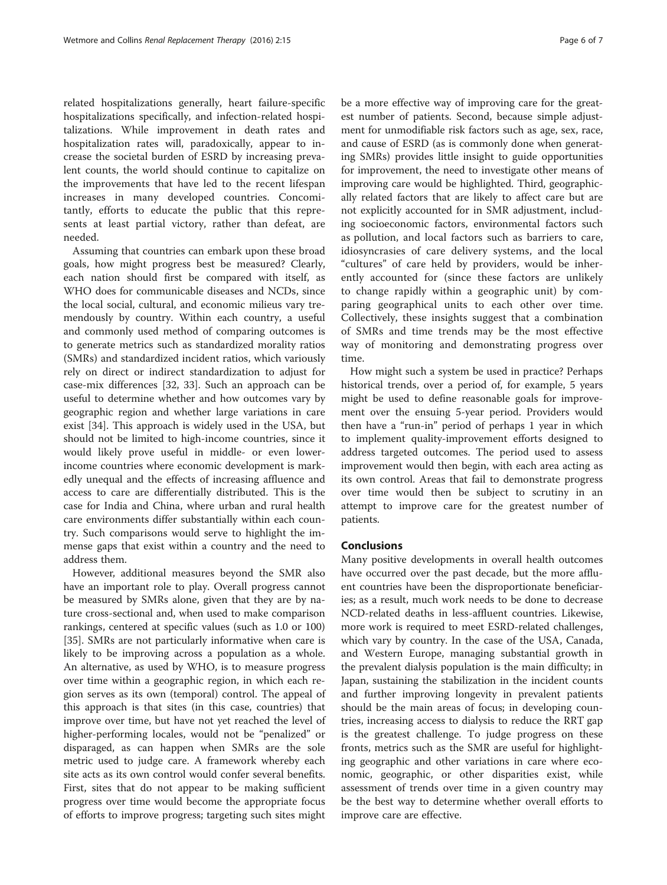related hospitalizations generally, heart failure-specific hospitalizations specifically, and infection-related hospitalizations. While improvement in death rates and hospitalization rates will, paradoxically, appear to increase the societal burden of ESRD by increasing prevalent counts, the world should continue to capitalize on the improvements that have led to the recent lifespan increases in many developed countries. Concomitantly, efforts to educate the public that this represents at least partial victory, rather than defeat, are needed.

Assuming that countries can embark upon these broad goals, how might progress best be measured? Clearly, each nation should first be compared with itself, as WHO does for communicable diseases and NCDs, since the local social, cultural, and economic milieus vary tremendously by country. Within each country, a useful and commonly used method of comparing outcomes is to generate metrics such as standardized morality ratios (SMRs) and standardized incident ratios, which variously rely on direct or indirect standardization to adjust for case-mix differences [32, 33]. Such an approach can be useful to determine whether and how outcomes vary by geographic region and whether large variations in care exist [34]. This approach is widely used in the USA, but should not be limited to high-income countries, since it would likely prove useful in middle- or even lower-income countries where economic development is markedly unequal and the effects of increasing affluence and access to care are differentially distributed. This is the case for India and China, where urban and rural health care environments differ substantially within each country. Such comparisons would serve to highlight the immense gaps that exist within a country and the need to address them.

However, additional measures beyond the SMR also have an important role to play. Overall progress cannot be measured by SMRs alone, given that they are by nature cross-sectional and, when used to make comparison rankings, centered at specific values (such as 1.0 or 100) [35]. SMRs are not particularly informative when care is likely to be improving across a population as a whole. An alternative, as used by WHO, is to measure progress over time within a geographic region, in which each region serves as its own (temporal) control. The appeal of this approach is that sites (in this case, countries) that improve over time, but have not yet reached the level of higher-performing locales, would not be "penalized" or disparaged, as can happen when SMRs are the sole metric used to judge care. A framework whereby each site acts as its own control would confer several benefits. First, sites that do not appear to be making sufficient progress over time would become the appropriate focus of efforts to improve progress; targeting such sites might be a more effective way of improving care for the greatest number of patients. Second, because simple adjustment for unmodifiable risk factors such as age, sex, race, and cause of ESRD (as is commonly done when generating SMRs) provides little insight to guide opportunities for improvement, the need to investigate other means of improving care would be highlighted. Third, geographically related factors that are likely to affect care but are not explicitly accounted for in SMR adjustment, including socioeconomic factors, environmental factors such as pollution, and local factors such as barriers to care, idiosyncrasies of care delivery systems, and the local "cultures" of care held by providers, would be inherently accounted for (since these factors are unlikely to change rapidly within a geographic unit) by comparing geographical units to each other over time. Collectively, these insights suggest that a combination of SMRs and time trends may be the most effective way of monitoring and demonstrating progress over time.

How might such a system be used in practice? Perhaps historical trends, over a period of, for example, 5 years might be used to define reasonable goals for improvement over the ensuing 5-year period. Providers would then have a "run-in" period of perhaps 1 year in which to implement quality-improvement efforts designed to address targeted outcomes. The period used to assess improvement would then begin, with each area acting as its own control. Areas that fail to demonstrate progress over time would then be subject to scrutiny in an attempt to improve care for the greatest number of patients.

## Conclusions

Many positive developments in overall health outcomes have occurred over the past decade, but the more affluent countries have been the disproportionate beneficiaries; as a result, much work needs to be done to decrease NCD-related deaths in less-affluent countries. Likewise, more work is required to meet ESRD-related challenges, which vary by country. In the case of the USA, Canada, and Western Europe, managing substantial growth in the prevalent dialysis population is the main difficulty; in Japan, sustaining the stabilization in the incident counts and further improving longevity in prevalent patients should be the main areas of focus; in developing countries, increasing access to dialysis to reduce the RRT gap is the greatest challenge. To judge progress on these fronts, metrics such as the SMR are useful for highlighting geographic and other variations in care where economic, geographic, or other disparities exist, while assessment of trends over time in a given country may be the best way to determine whether overall efforts to improve care are effective.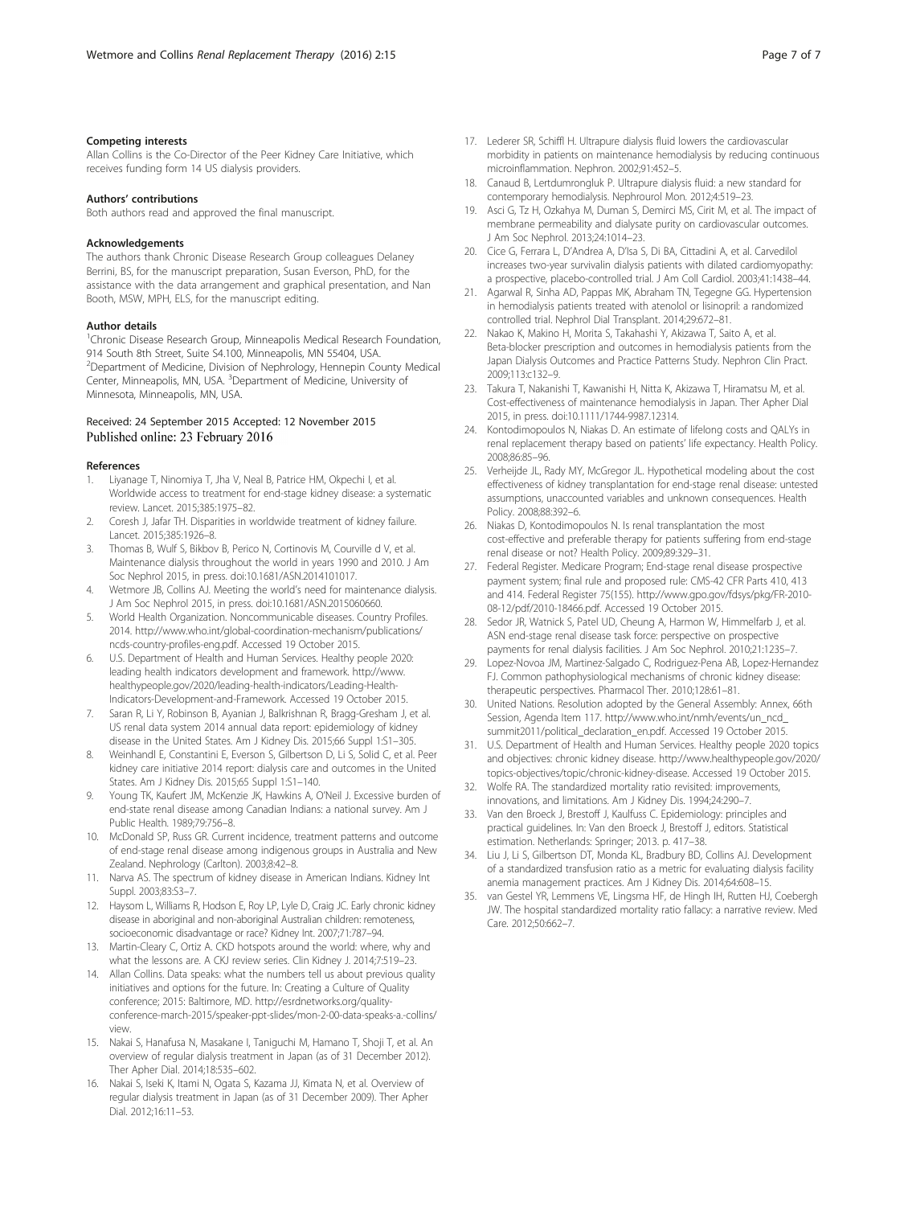### Competing interests

Allan Collins is the Co-Director of the Peer Kidney Care Initiative, which receives funding form 14 US dialysis providers.

### Authors' contributions

Both authors read and approved the final manuscript.

### Acknowledgements

The authors thank Chronic Disease Research Group colleagues Delaney Berrini, BS, for the manuscript preparation, Susan Everson, PhD, for the assistance with the data arrangement and graphical presentation, and Nan Booth, MSW, MPH, ELS, for the manuscript editing.

### Author details

[1]Chronic Disease Research Group, Minneapolis Medical Research Foundation, 914 South 8th Street, Suite S4.100, Minneapolis, MN 55404, USA. [2]Department of Medicine, Division of Nephrology, Hennepin County Medical Center, Minneapolis, MN, USA. [3]Department of Medicine, University of Minnesota, Minneapolis, MN, USA.

Received: 24 September 2015 Accepted: 12 November 2015
Published online: 23 February 2016

### References

1. Liyanage T, Ninomiya T, Jha V, Neal B, Patrice HM, Okpechi I, et al. Worldwide access to treatment for end-stage kidney disease: a systematic review. Lancet. 2015;385:1975–82.
2. Coresh J, Jafar TH. Disparities in worldwide treatment of kidney failure. Lancet. 2015;385:1926–8.
3. Thomas B, Wulf S, Bikbov B, Perico N, Cortinovis M, Courville d V, et al. Maintenance dialysis throughout the world in years 1990 and 2010. J Am Soc Nephrol 2015, in press. doi:10.1681/ASN.2014101017.
4. Wetmore JB, Collins AJ. Meeting the world's need for maintenance dialysis. J Am Soc Nephrol 2015, in press. doi:10.1681/ASN.2015060660.
5. World Health Organization. Noncommunicable diseases. Country Profiles. 2014. http://www.who.int/global-coordination-mechanism/publications/ncds-country-profiles-eng.pdf. Accessed 19 October 2015.
6. U.S. Department of Health and Human Services. Healthy people 2020: leading health indicators development and framework. http://www.healthypeople.gov/2020/leading-health-indicators/Leading-Health-Indicators-Development-and-Framework. Accessed 19 October 2015.
7. Saran R, Li Y, Robinson B, Ayanian J, Balkrishnan R, Bragg-Gresham J, et al. US renal data system 2014 annual data report: epidemiology of kidney disease in the United States. Am J Kidney Dis. 2015;66 Suppl 1:S1–305.
8. Weinhandl E, Constantini E, Everson S, Gilbertson D, Li S, Solid C, et al. Peer kidney care initiative 2014 report: dialysis care and outcomes in the United States. Am J Kidney Dis. 2015;65 Suppl 1:S1–140.
9. Young TK, Kaufert JM, McKenzie JK, Hawkins A, O'Neil J. Excessive burden of end-state renal disease among Canadian Indians: a national survey. Am J Public Health. 1989;79:756–8.
10. McDonald SP, Russ GR. Current incidence, treatment patterns and outcome of end-stage renal disease among indigenous groups in Australia and New Zealand. Nephrology (Carlton). 2003;8:42–8.
11. Narva AS. The spectrum of kidney disease in American Indians. Kidney Int Suppl. 2003;83:S3–7.
12. Haysom L, Williams R, Hodson E, Roy LP, Lyle D, Craig JC. Early chronic kidney disease in aboriginal and non-aboriginal Australian children: remoteness, socioeconomic disadvantage or race? Kidney Int. 2007;71:787–94.
13. Martin-Cleary C, Ortiz A. CKD hotspots around the world: where, why and what the lessons are. A CKJ review series. Clin Kidney J. 2014;7:519–23.
14. Allan Collins. Data speaks: what the numbers tell us about previous quality initiatives and options for the future. In: Creating a Culture of Quality conference; 2015: Baltimore, MD. http://esrdnetworks.org/quality-conference-march-2015/speaker-ppt-slides/mon-2-00-data-speaks-a.-collins/view.
15. Nakai S, Hanafusa N, Masakane I, Taniguchi M, Hamano T, Shoji T, et al. An overview of regular dialysis treatment in Japan (as of 31 December 2012). Ther Apher Dial. 2014;18:535–602.
16. Nakai S, Iseki K, Itami N, Ogata S, Kazama JJ, Kimata N, et al. Overview of regular dialysis treatment in Japan (as of 31 December 2009). Ther Apher Dial. 2012;16:11–53.
17. Lederer SR, Schiffl H. Ultrapure dialysis fluid lowers the cardiovascular morbidity in patients on maintenance hemodialysis by reducing continuous microinflammation. Nephron. 2002;91:452–5.
18. Canaud B, Lertdumrongluk P. Ultrapure dialysis fluid: a new standard for contemporary hemodialysis. Nephrourol Mon. 2012;4:519–23.
19. Asci G, Tz H, Ozkahya M, Duman S, Demirci MS, Cirit M, et al. The impact of membrane permeability and dialysate purity on cardiovascular outcomes. J Am Soc Nephrol. 2013;24:1014–23.
20. Cice G, Ferrara L, D'Andrea A, D'Isa S, Di BA, Cittadini A, et al. Carvedilol increases two-year survivalin dialysis patients with dilated cardiomyopathy: a prospective, placebo-controlled trial. J Am Coll Cardiol. 2003;41:1438–44.
21. Agarwal R, Sinha AD, Pappas MK, Abraham TN, Tegegne GG. Hypertension in hemodialysis patients treated with atenolol or lisinopril: a randomized controlled trial. Nephrol Dial Transplant. 2014;29:672–81.
22. Nakao K, Makino H, Morita S, Takahashi Y, Akizawa T, Saito A, et al. Beta-blocker prescription and outcomes in hemodialysis patients from the Japan Dialysis Outcomes and Practice Patterns Study. Nephron Clin Pract. 2009;113:c132–9.
23. Takura T, Nakanishi T, Kawanishi H, Nitta K, Akizawa T, Hiramatsu M, et al. Cost-effectiveness of maintenance hemodialysis in Japan. Ther Apher Dial 2015, in press. doi:10.1111/1744-9987.12314.
24. Kontodimopoulos N, Niakas D. An estimate of lifelong costs and QALYs in renal replacement therapy based on patients' life expectancy. Health Policy. 2008;86:85–96.
25. Verheijde JL, Rady MY, McGregor JL. Hypothetical modeling about the cost effectiveness of kidney transplantation for end-stage renal disease: untested assumptions, unaccounted variables and unknown consequences. Health Policy. 2008;88:392–6.
26. Niakas D, Kontodimopoulos N. Is renal transplantation the most cost-effective and preferable therapy for patients suffering from end-stage renal disease or not? Health Policy. 2009;89:329–31.
27. Federal Register. Medicare Program; End-stage renal disease prospective payment system; final rule and proposed rule: CMS-42 CFR Parts 410, 413 and 414. Federal Register 75(155). http://www.gpo.gov/fdsys/pkg/FR-2010-08-12/pdf/2010-18466.pdf. Accessed 19 October 2015.
28. Sedor JR, Watnick S, Patel UD, Cheung A, Harmon W, Himmelfarb J, et al. ASN end-stage renal disease task force: perspective on prospective payments for renal dialysis facilities. J Am Soc Nephrol. 2010;21:1235–7.
29. Lopez-Novoa JM, Martinez-Salgado C, Rodriguez-Pena AB, Lopez-Hernandez FJ. Common pathophysiological mechanisms of chronic kidney disease: therapeutic perspectives. Pharmacol Ther. 2010;128:61–81.
30. United Nations. Resolution adopted by the General Assembly: Annex, 66th Session, Agenda Item 117. http://www.who.int/nmh/events/un_ncd_summit2011/political_declaration_en.pdf. Accessed 19 October 2015.
31. U.S. Department of Health and Human Services. Healthy people 2020 topics and objectives: chronic kidney disease. http://www.healthypeople.gov/2020/topics-objectives/topic/chronic-kidney-disease. Accessed 19 October 2015.
32. Wolfe RA. The standardized mortality ratio revisited: improvements, innovations, and limitations. Am J Kidney Dis. 1994;24:290–7.
33. Van den Broeck J, Brestoff J, Kaulfuss C. Epidemiology: principles and practical guidelines. In: Van den Broeck J, Brestoff J, editors. Statistical estimation. Netherlands: Springer; 2013. p. 417–38.
34. Liu J, Li S, Gilbertson DT, Monda KL, Bradbury BD, Collins AJ. Development of a standardized transfusion ratio as a metric for evaluating dialysis facility anemia management practices. Am J Kidney Dis. 2014;64:608–15.
35. van Gestel YR, Lemmens VE, Lingsma HF, de Hingh IH, Rutten HJ, Coebergh JW. The hospital standardized mortality ratio fallacy: a narrative review. Med Care. 2012;50:662–7.